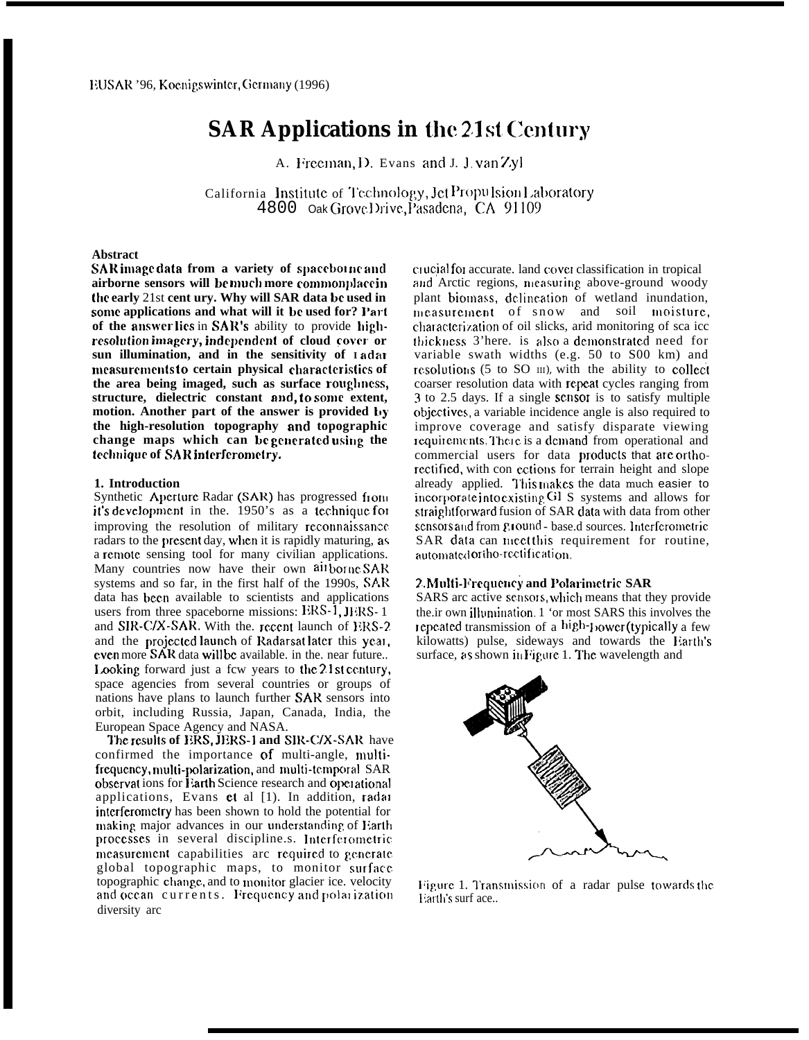EUSAR '96, Koenigswinter, Germany (1996)

# SAR Applications in the 21st Century

A. Freeman, D. Evans and J. J. van Zyl

California Institute of Technology, Jet Propulsion Laboratory
4800 Oak Grove Drive, Pasadena, CA 91109

**Abstract**

**SAR image data from a variety of spaceborne and airborne sensors will be much more commonplace in the early 21st century. Why will SAR data be used in some applications and what will it be used for? Part of the answer lies in SAR's ability to provide high-resolution imagery, independent of cloud cover or sun illumination, and in the sensitivity of radar measurements to certain physical characteristics of the area being imaged, such as surface roughness, structure, dielectric constant and, to some extent, motion. Another part of the answer is provided by the high-resolution topography and topographic change maps which can be generated using the technique of SAR interferometry.**

## 1. Introduction

Synthetic Aperture Radar (SAR) has progressed from it's development in the 1950's as a technique for improving the resolution of military reconnaissance radars to the present day, when it is rapidly maturing, as a remote sensing tool for many civilian applications. Many countries now have their own airborne SAR systems and so far, in the first half of the 1990s, SAR data has been available to scientists and applications users from three spaceborne missions: ERS-1, JERS-1 and SIR-C/X-SAR. With the recent launch of ERS-2 and the projected launch of Radarsat later this year, even more SAR data will be available in the near future. Looking forward just a few years to the 21st century, space agencies from several countries or groups of nations have plans to launch further SAR sensors into orbit, including Russia, Japan, Canada, India, the European Space Agency and NASA.

The results of ERS, JERS-1 and SIR-C/X-SAR have confirmed the importance of multi-angle, multi-frequency, multi-polarization, and multi-temporal SAR observations for Earth Science research and operational applications, Evans et al [1]. In addition, radar interferometry has been shown to hold the potential for making major advances in our understanding of Earth processes in several disciplines. Interferometric measurement capabilities are required to generate global topographic maps, to monitor surface topographic change, and to monitor glacier ice velocity and ocean currents. Frequency and polarization diversity are crucial for accurate land cover classification in tropical and Arctic regions, measuring above-ground woody plant biomass, delineation of wetland inundation, measurement of snow and soil moisture, characterization of oil slicks, and monitoring of sea ice thickness. There is also a demonstrated need for variable swath widths (e.g. 50 to 500 km) and resolutions (5 to 50 m), with the ability to collect coarser resolution data with repeat cycles ranging from 3 to 25 days. If a single sensor is to satisfy multiple objectives, a variable incidence angle is also required to improve coverage and satisfy disparate viewing requirements. There is a demand from operational and commercial users for data products that are ortho-rectified, with corrections for terrain height and slope already applied. This makes the data much easier to incorporate into existing GIS systems and allows for straightforward fusion of SAR data with data from other sensors and from ground-based sources. Interferometric SAR data can meet this requirement for routine, automated ortho-rectification.

## 2. Multi-Frequency and Polarimetric SAR

SARS are active sensors, which means that they provide their own illumination. For most SARS this involves the repeated transmission of a high-power (typically a few kilowatts) pulse, sideways and towards the Earth's surface, as shown in Figure 1. The wavelength and

Figure 1. Transmission of a radar pulse towards the Earth's surface.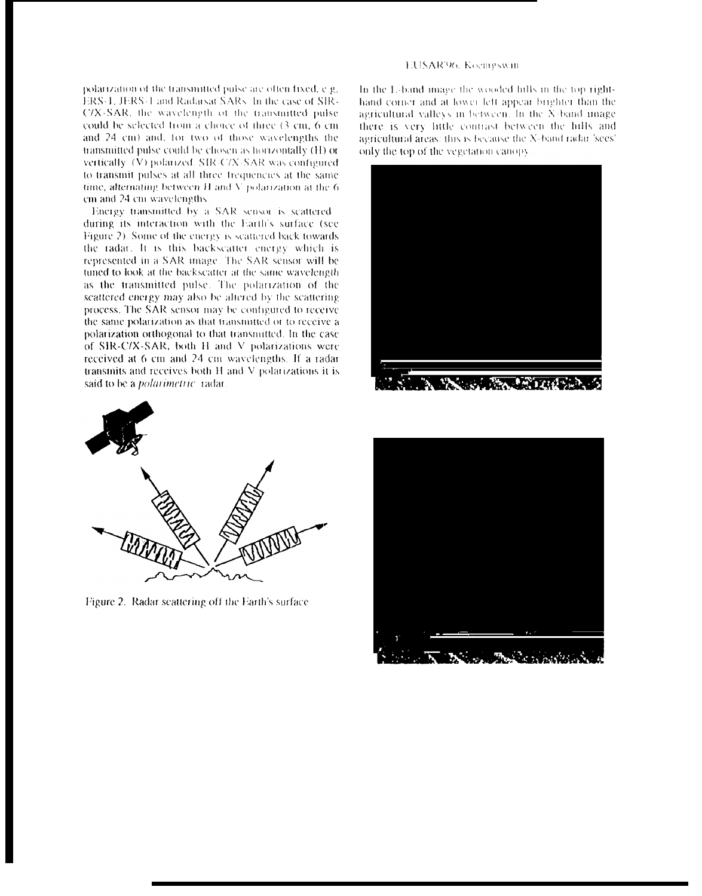polarization of the transmitted pulse are often fixed, e.g. ERS-1, JERS-1 and Radarsat SARs. In the case of SIR-C/X-SAR, the wavelength of the transmitted pulse could be selected from a choice of three (3 cm, 6 cm and 24 cm) and, for two of those wavelengths the transmitted pulse could be chosen as horizontally (H) or vertically (V) polarized. SIR-C/X-SAR was configured to transmit pulses at all three frequencies at the same time, alternating between H and V polarization at the 6 cm and 24 cm wavelengths.

Energy transmitted by a SAR sensor is scattered during its interaction with the Earth's surface (see Figure 2). Some of the energy is scattered back towards the radar. It is this backscatter energy which is represented in a SAR image. The SAR sensor will be tuned to look at the backscatter at the same wavelength as the transmitted pulse. The polarization of the scattered energy may also be altered by the scattering process. The SAR sensor may be configured to receive the same polarization as that transmitted or to receive a polarization orthogonal to that transmitted. In the case of SIR-C/X-SAR, both H and V polarizations were received at 6 cm and 24 cm wavelengths. If a radar transmits and receives both H and V polarizations it is said to be a *polarimetric* radar.

Figure 2. Radar scattering off the Earth's surface

In the L-band image the wooded hills in the top right-hand corner and at lower left appear brighter than the agricultural valleys in between. In the X-band image there is very little contrast between the hills and agricultural areas: this is because the X-band radar 'sees' only the top of the vegetation canopy.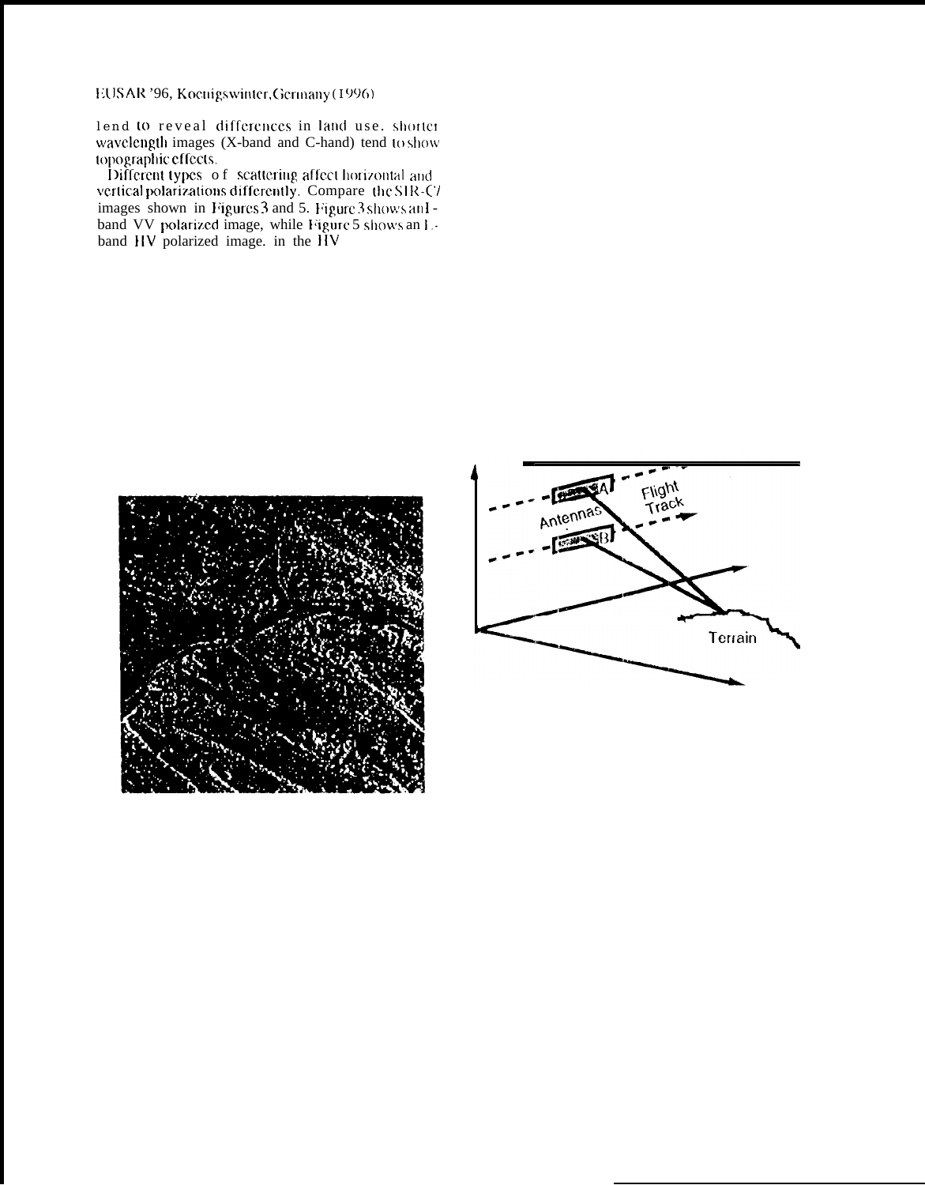lend to reveal differences in land use. Shorter wavelength images (X-band and C-band) tend to show topographic effects.

Different types of scattering affect horizontal and vertical polarizations differently. Compare the SIR-C/ images shown in Figures 3 and 5. Figure 3 shows an L-band VV polarized image, while Figure 5 shows an L-band HV polarized image. in the HV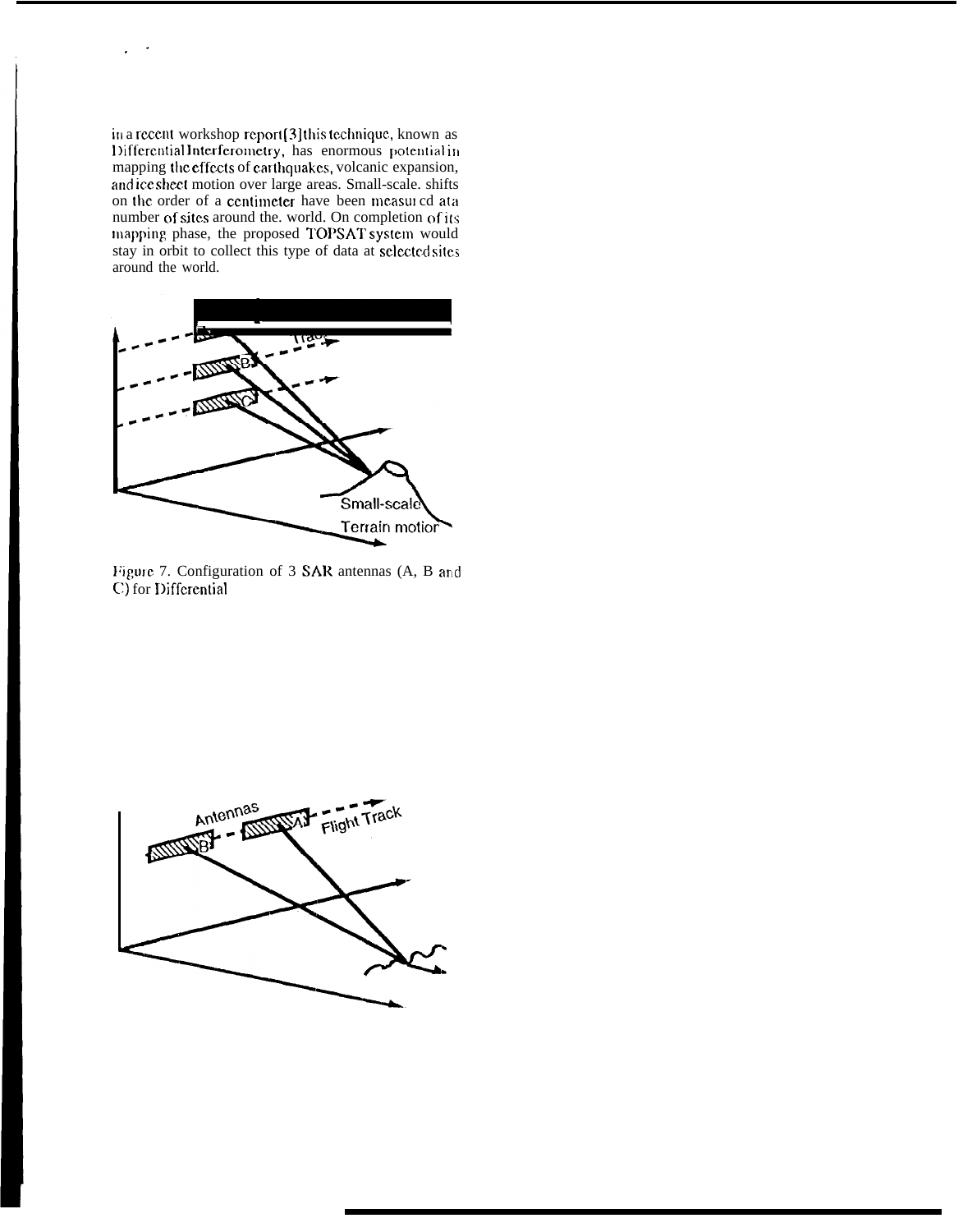in a recent workshop report[3] this technique, known as Differential Interferometry, has enormous potential in mapping the effects of earthquakes, volcanic expansion, and ice sheet motion over large areas. Small-scale shifts on the order of a centimeter have been measured at a number of sites around the world. On completion of its mapping phase, the proposed TOPSAT system would stay in orbit to collect this type of data at selected sites around the world.

Figure 7. Configuration of 3 SAR antennas (A, B and C) for Differential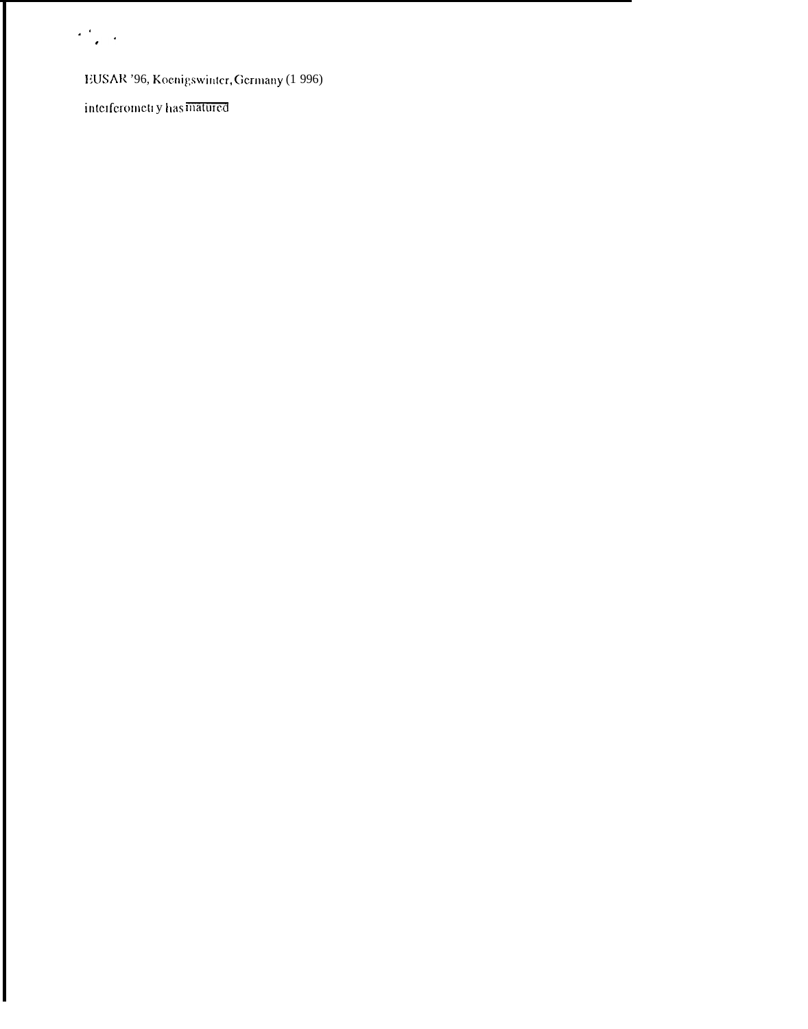EUSAR '96, Koenigswinter, Germany (1 996)

interferometi y has matured